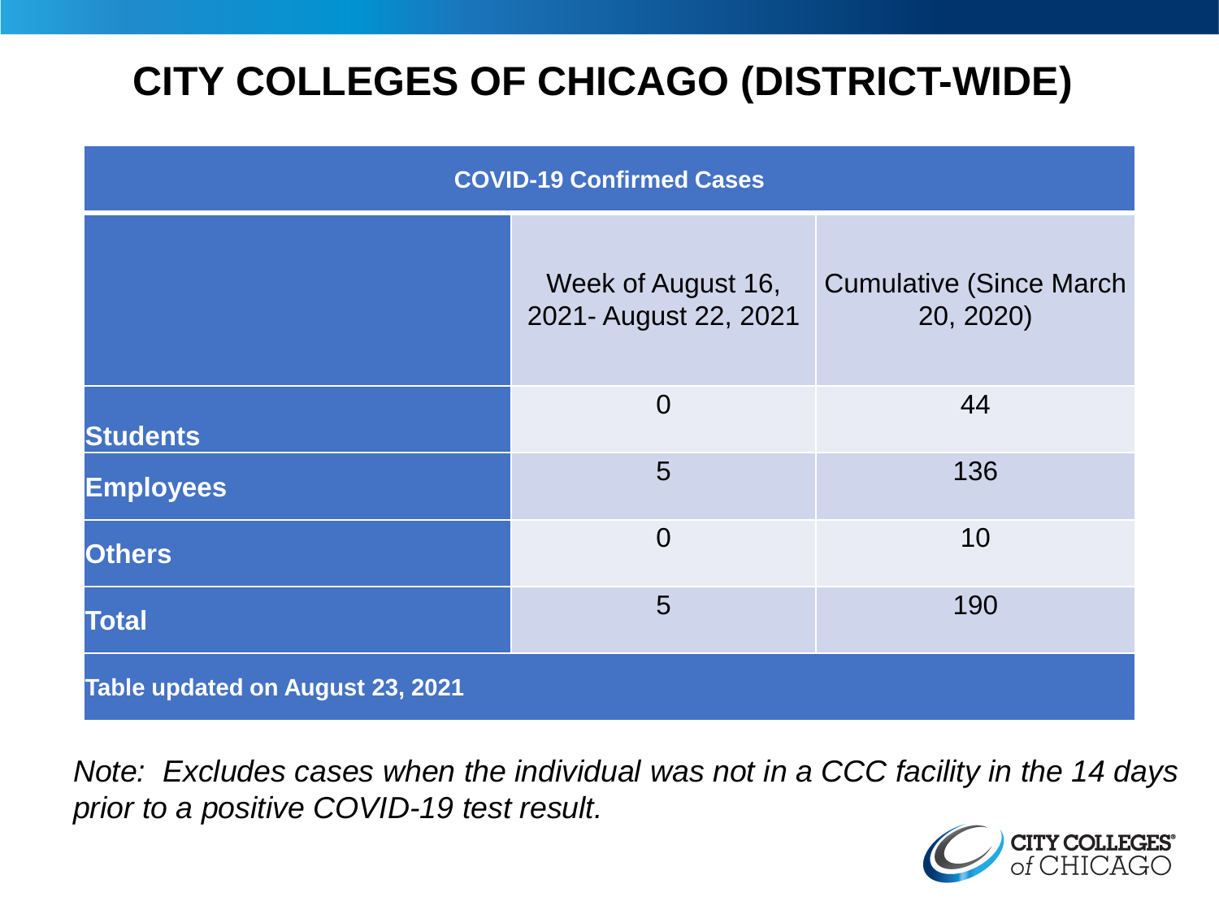# CITY COLLEGES OF CHICAGO (DISTRICT-WIDE)

| COVID-19 Confirmed Cases | | |
|---|---|---|
| | Week of August 16, 2021- August 22, 2021 | Cumulative (Since March 20, 2020) |
| **Students** | 0 | 44 |
| **Employees** | 5 | 136 |
| **Others** | 0 | 10 |
| **Total** | 5 | 190 |
| **Table updated on August 23, 2021** | | |

*Note: Excludes cases when the individual was not in a CCC facility in the 14 days prior to a positive COVID-19 test result.*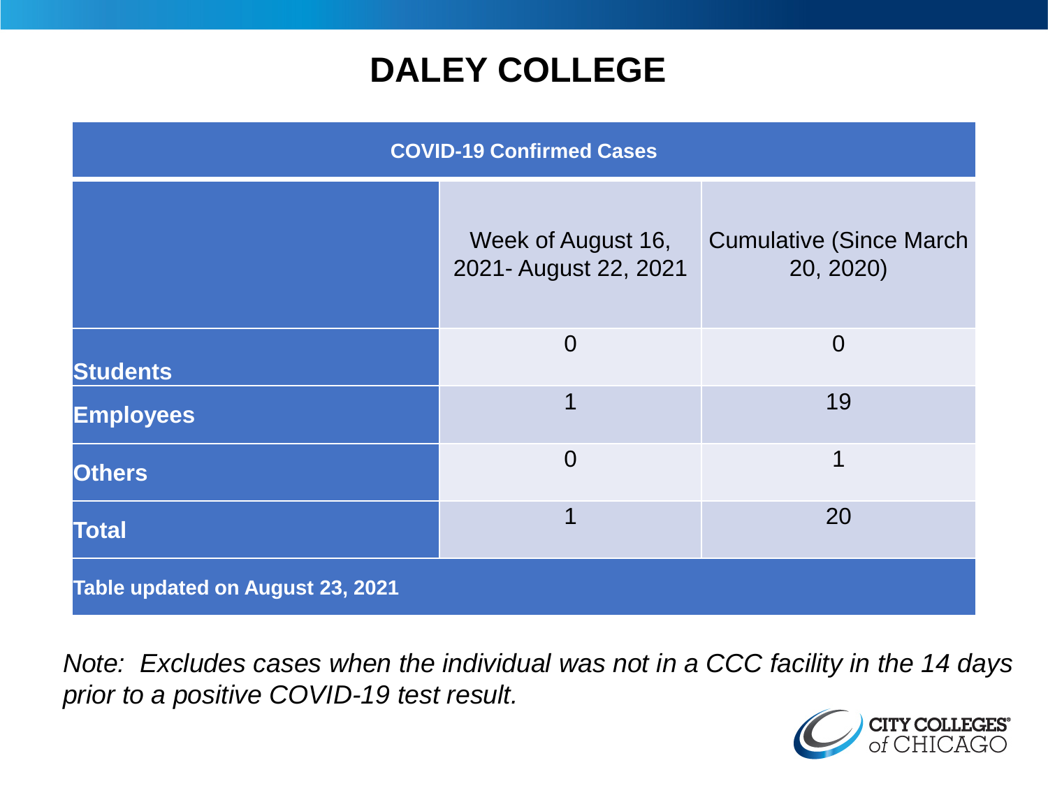# DALEY COLLEGE

| COVID-19 Confirmed Cases | | |
|---|---|---|
| | Week of August 16, 2021- August 22, 2021 | Cumulative (Since March 20, 2020) |
| **Students** | 0 | 0 |
| **Employees** | 1 | 19 |
| **Others** | 0 | 1 |
| **Total** | 1 | 20 |
| **Table updated on August 23, 2021** | | |

*Note: Excludes cases when the individual was not in a CCC facility in the 14 days prior to a positive COVID-19 test result.*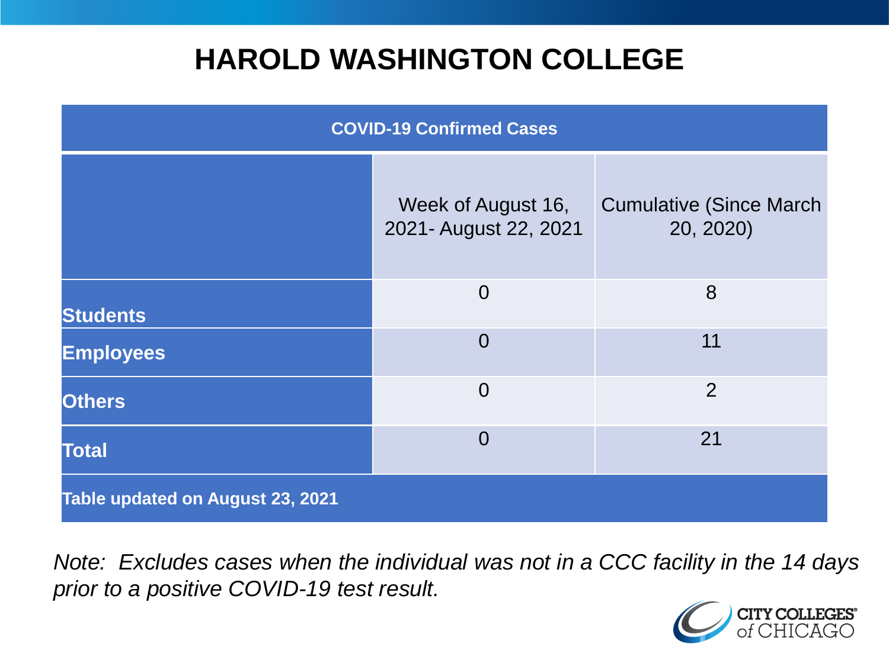# HAROLD WASHINGTON COLLEGE

| COVID-19 Confirmed Cases | | |
|---|---|---|
| | Week of August 16, 2021- August 22, 2021 | Cumulative (Since March 20, 2020) |
| **Students** | 0 | 8 |
| **Employees** | 0 | 11 |
| **Others** | 0 | 2 |
| **Total** | 0 | 21 |
| **Table updated on August 23, 2021** | | |

*Note: Excludes cases when the individual was not in a CCC facility in the 14 days prior to a positive COVID-19 test result.*

CITY COLLEGES of CHICAGO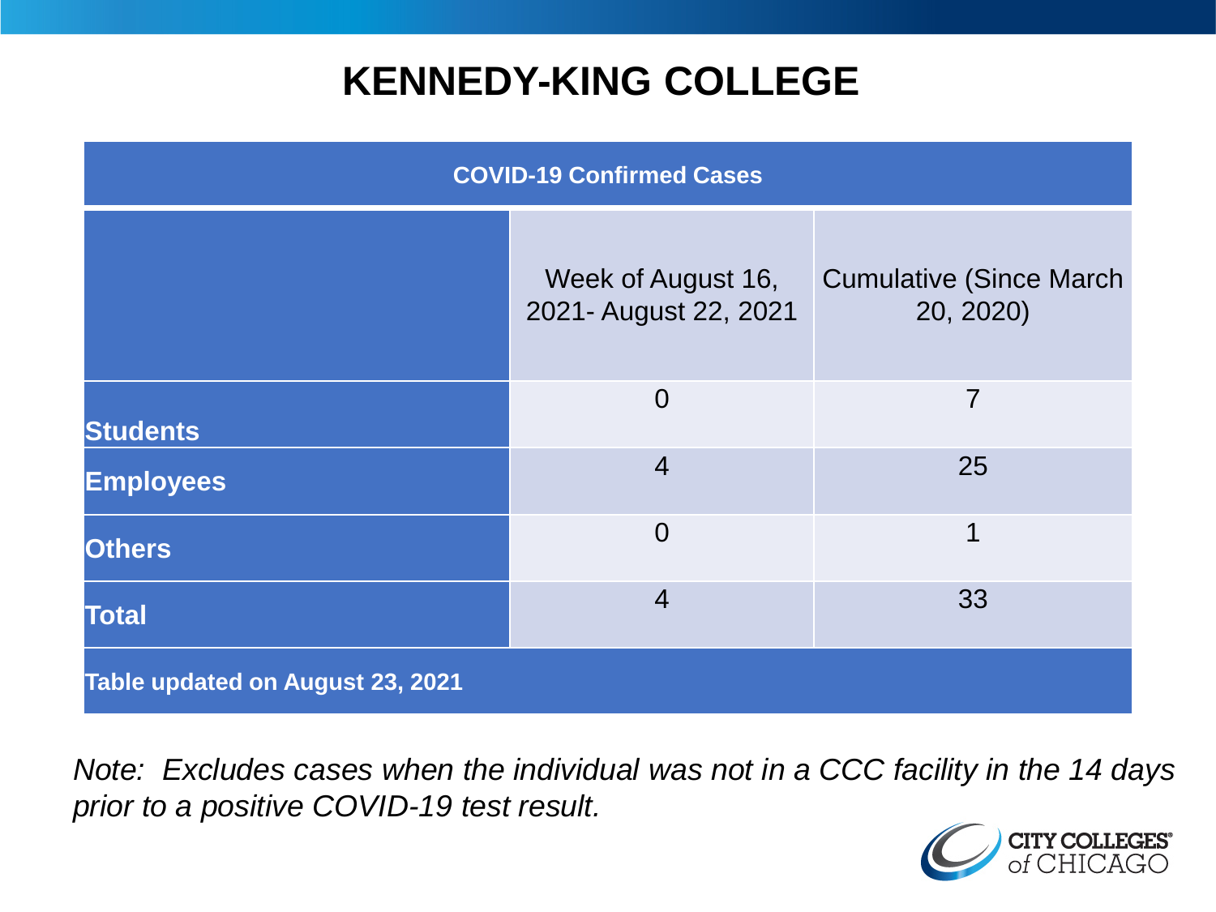# KENNEDY-KING COLLEGE

| COVID-19 Confirmed Cases | | |
|---|---|---|
| | Week of August 16, 2021- August 22, 2021 | Cumulative (Since March 20, 2020) |
| **Students** | 0 | 7 |
| **Employees** | 4 | 25 |
| **Others** | 0 | 1 |
| **Total** | 4 | 33 |
| **Table updated on August 23, 2021** | | |

*Note: Excludes cases when the individual was not in a CCC facility in the 14 days prior to a positive COVID-19 test result.*

CITY COLLEGES of CHICAGO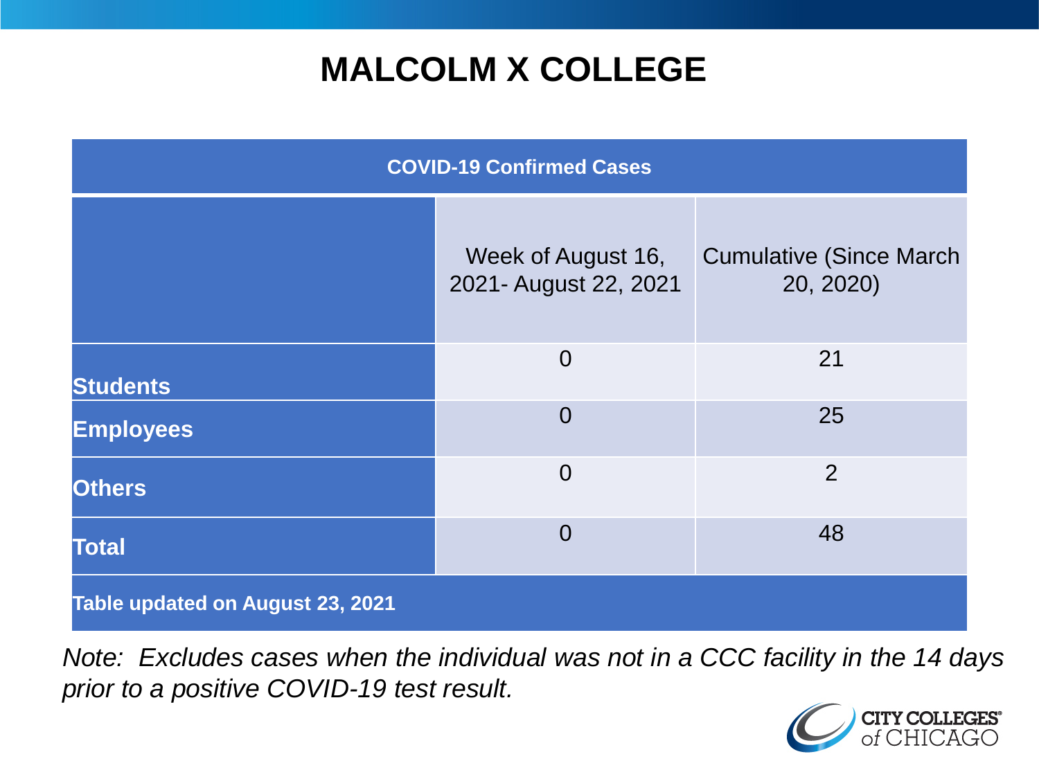# MALCOLM X COLLEGE

| COVID-19 Confirmed Cases | | |
|---|---|---|
| | Week of August 16, 2021- August 22, 2021 | Cumulative (Since March 20, 2020) |
| **Students** | 0 | 21 |
| **Employees** | 0 | 25 |
| **Others** | 0 | 2 |
| **Total** | 0 | 48 |
| **Table updated on August 23, 2021** | | |

*Note: Excludes cases when the individual was not in a CCC facility in the 14 days prior to a positive COVID-19 test result.*

CITY COLLEGES of CHICAGO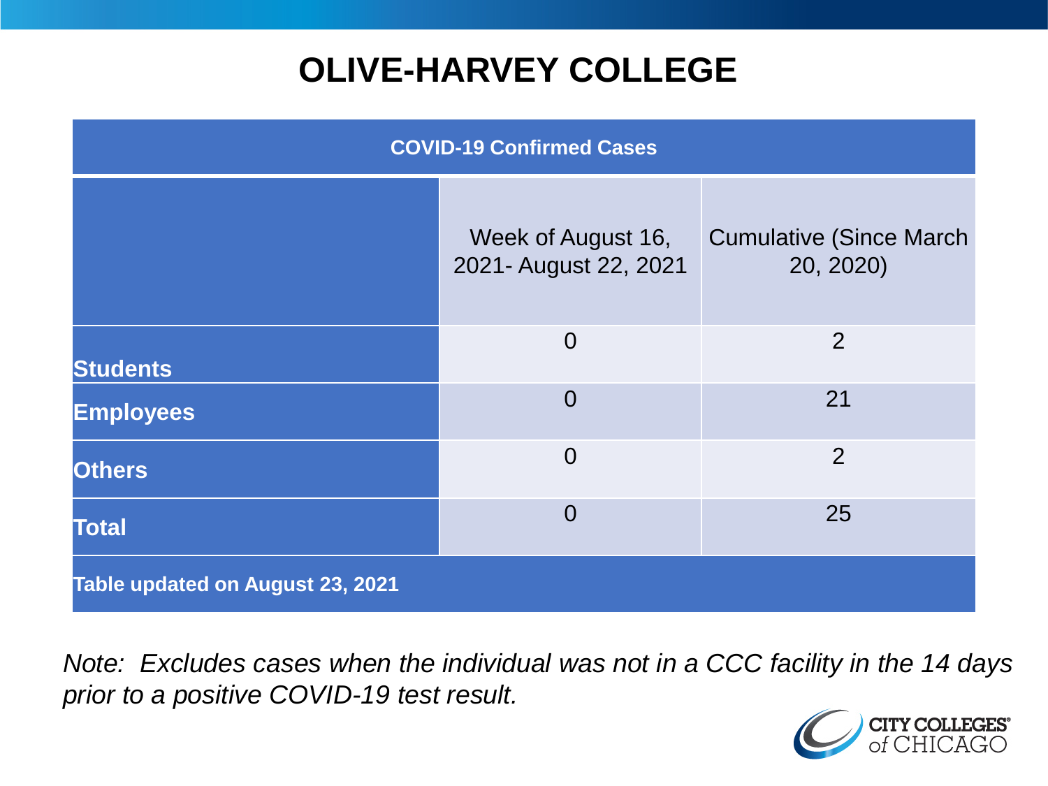# OLIVE-HARVEY COLLEGE

| COVID-19 Confirmed Cases | | |
|---|---|---|
| | Week of August 16, 2021- August 22, 2021 | Cumulative (Since March 20, 2020) |
| **Students** | 0 | 2 |
| **Employees** | 0 | 21 |
| **Others** | 0 | 2 |
| **Total** | 0 | 25 |
| **Table updated on August 23, 2021** | | |

*Note: Excludes cases when the individual was not in a CCC facility in the 14 days prior to a positive COVID-19 test result.*

CITY COLLEGES of CHICAGO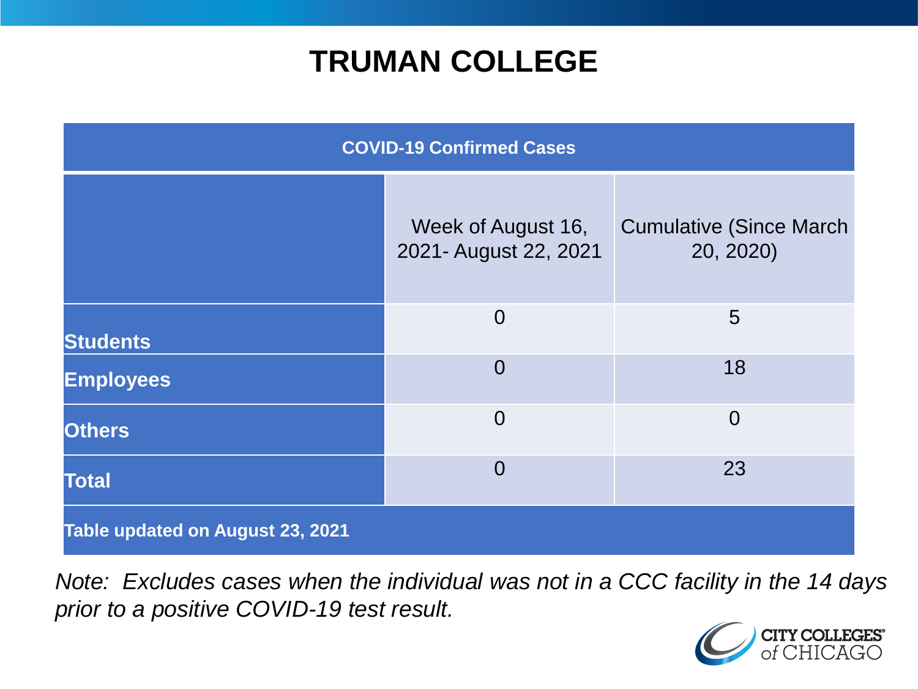# TRUMAN COLLEGE

| COVID-19 Confirmed Cases | | |
|---|---|---|
| | Week of August 16, 2021- August 22, 2021 | Cumulative (Since March 20, 2020) |
| **Students** | 0 | 5 |
| **Employees** | 0 | 18 |
| **Others** | 0 | 0 |
| **Total** | 0 | 23 |
| **Table updated on August 23, 2021** | | |

*Note: Excludes cases when the individual was not in a CCC facility in the 14 days prior to a positive COVID-19 test result.*

CITY COLLEGES of CHICAGO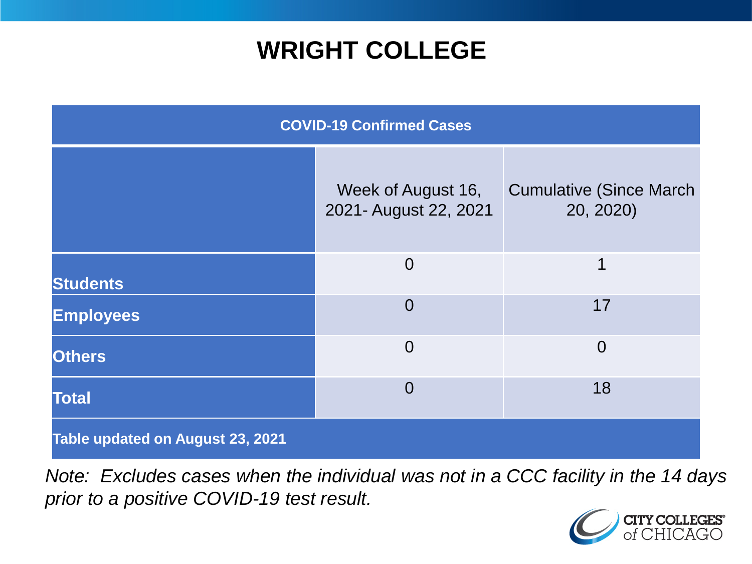# WRIGHT COLLEGE

| COVID-19 Confirmed Cases | | |
|---|---|---|
| | Week of August 16, 2021- August 22, 2021 | Cumulative (Since March 20, 2020) |
| **Students** | 0 | 1 |
| **Employees** | 0 | 17 |
| **Others** | 0 | 0 |
| **Total** | 0 | 18 |
| **Table updated on August 23, 2021** | | |

*Note: Excludes cases when the individual was not in a CCC facility in the 14 days prior to a positive COVID-19 test result.*

CITY COLLEGES of CHICAGO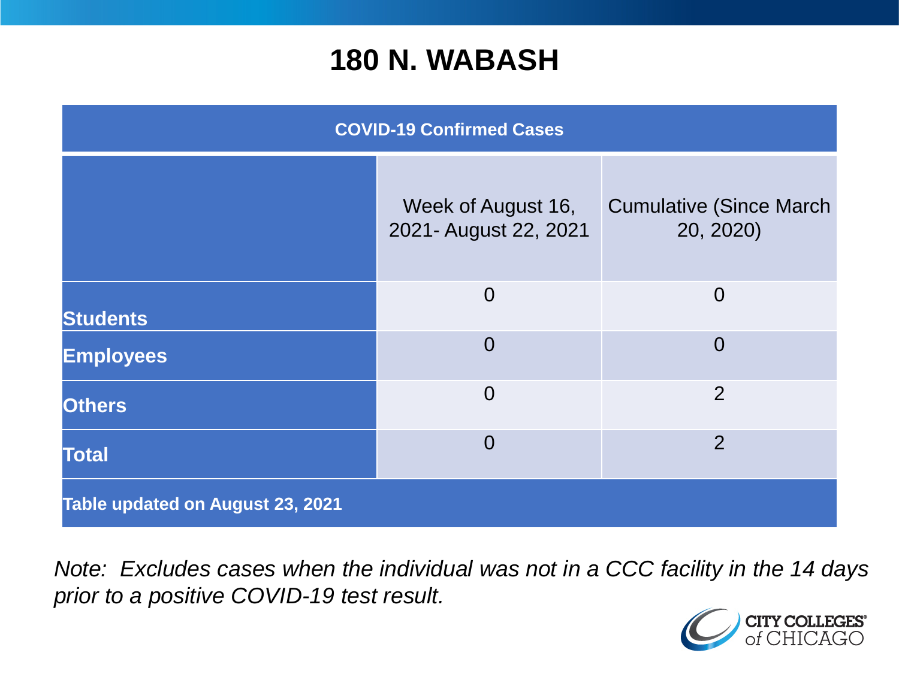# 180 N. WABASH

| COVID-19 Confirmed Cases | | |
|---|---|---|
| | Week of August 16, 2021- August 22, 2021 | Cumulative (Since March 20, 2020) |
| **Students** | 0 | 0 |
| **Employees** | 0 | 0 |
| **Others** | 0 | 2 |
| **Total** | 0 | 2 |
| **Table updated on August 23, 2021** | | |

*Note: Excludes cases when the individual was not in a CCC facility in the 14 days prior to a positive COVID-19 test result.*

CITY COLLEGES of CHICAGO